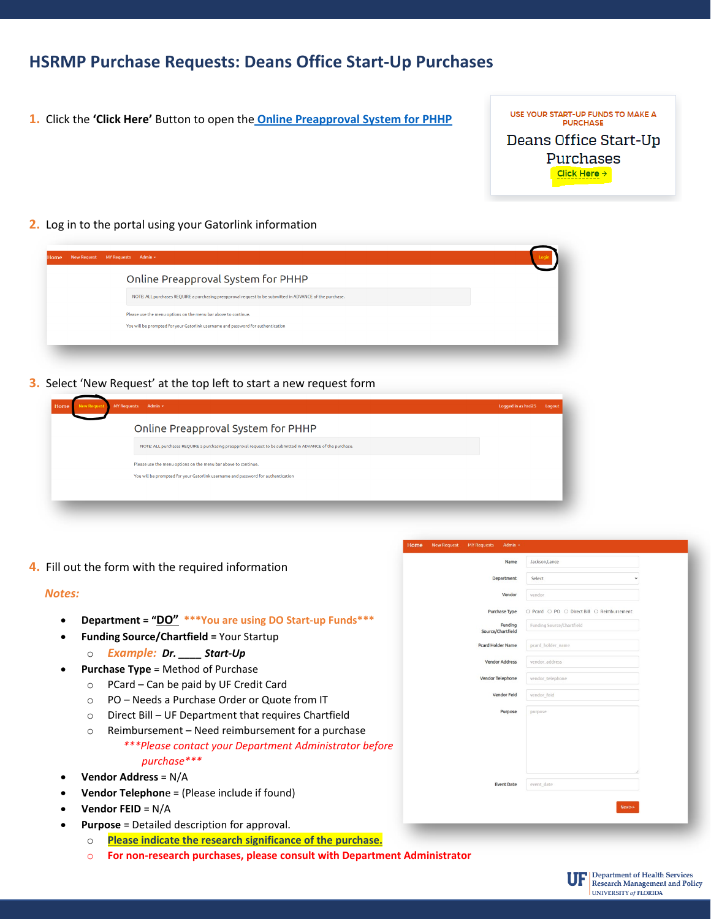# HSRMP Purchase Requests: Deans Office Start-Up Purchases

1. Click the **'Click Here'** Button to open the [Online Preapproval System for PHHP]()

USE YOUR START-UP FUNDS TO MAKE A PURCHASE

Deans Office Start-Up Purchases

Click Here →

2. Log in to the portal using your Gatorlink information

Home | New Request | MY Requests | Admin | Login

Online Preapproval System for PHHP

NOTE: ALL purchases REQUIRE a purchasing preapproval request to be submitted in ADVANCE of the purchase.

Please use the menu options on the menu bar above to continue.

You will be prompted for your Gatorlink username and password for authentication

3. Select 'New Request' at the top left to start a new request form

Home | New Request | MY Requests | Admin | Logged in as hsci25 | Logout

Online Preapproval System for PHHP

NOTE: ALL purchases REQUIRE a purchasing preapproval request to be submitted in ADVANCE of the purchase.

Please use the menu options on the menu bar above to continue.

You will be prompted for your Gatorlink username and password for authentication

4. Fill out the form with the required information

*Notes:*

- **Department** = **"DO"** ***You are using DO Start-up Funds***
- **Funding Source/Chartfield** = Your Startup
  - *Example:* ***Dr. ____ Start-Up***
- **Purchase Type** = Method of Purchase
  - PCard – Can be paid by UF Credit Card
  - PO – Needs a Purchase Order or Quote from IT
  - Direct Bill – UF Department that requires Chartfield
  - Reimbursement – Need reimbursement for a purchase
    - *\*\*\*Please contact your Department Administrator before purchase\*\*\**
- **Vendor Address** = N/A
- **Vendor Telephone** = (Please include if found)
- **Vendor FEID** = N/A
- **Purpose** = Detailed description for approval.
  - Please indicate the research significance of the purchase.
  - **For non-research purchases, please consult with Department Administrator**

Home | New Request | MY Requests | Admin

| Field | Value |
|---|---|
| Name | Jackson,Lance |
| Department | Select |
| Vendor | vendor |
| Purchase Type | ○ Pcard ○ PO ○ Direct Bill ○ Reimbursement |
| Funding Source/Chartfield | Funding Source/Chartfield |
| Pcard Holder Name | pcard_holder_name |
| Vendor Address | vendor_address |
| Vendor Telephone | vendor_telephone |
| Vendor Feid | vendor_feid |
| Purpose | purpose |
| Event Date | event_date |

Next>>

UF Department of Health Services Research Management and Policy
UNIVERSITY of FLORIDA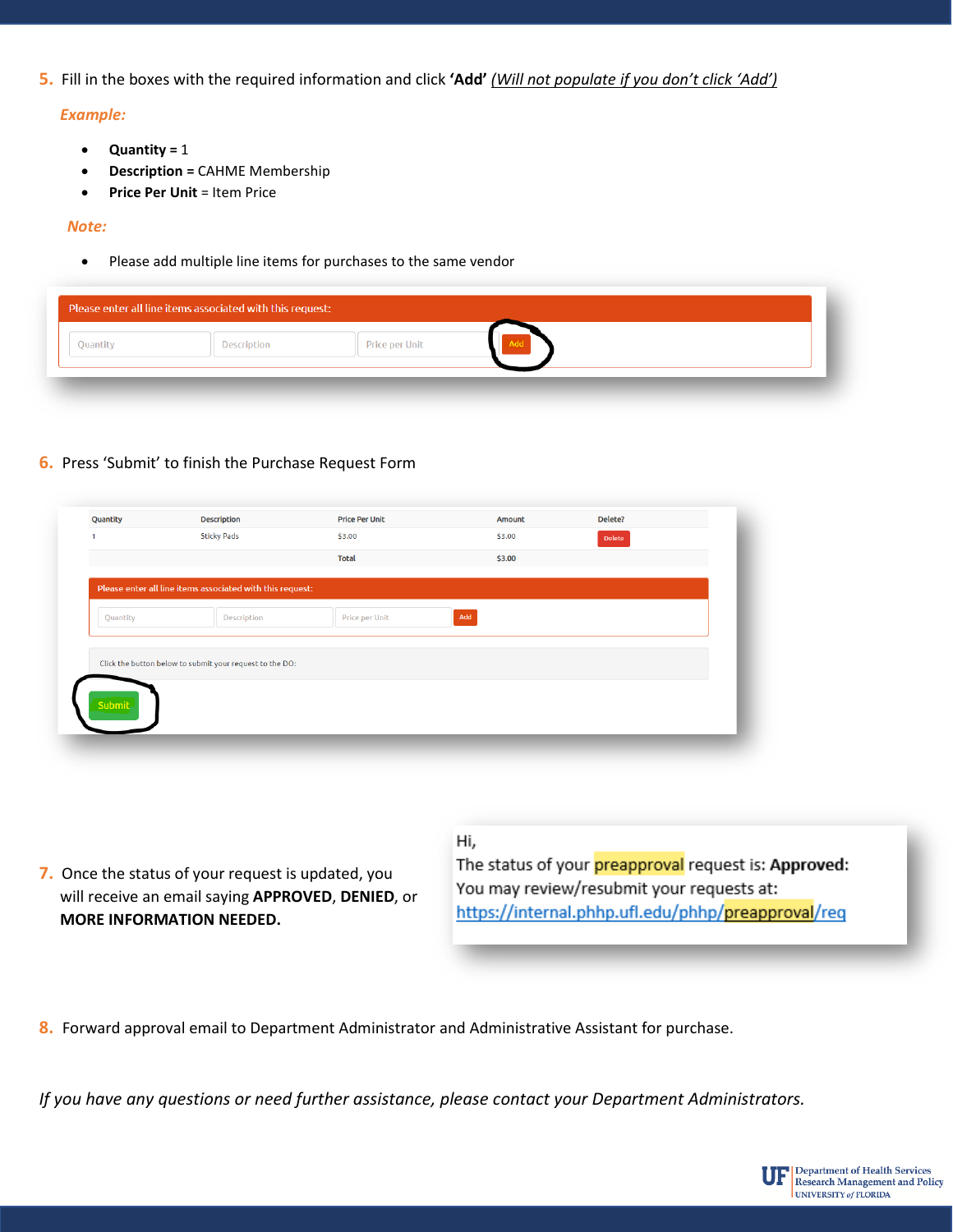5. Fill in the boxes with the required information and click **'Add'** _(Will not populate if you don't click 'Add')_

***Example:***

- **Quantity** = 1
- **Description =** CAHME Membership
- **Price Per Unit** = Item Price

***Note:***

- Please add multiple line items for purchases to the same vendor

Please enter all line items associated with this request:

Quantity | Description | Price per Unit | Add

6. Press 'Submit' to finish the Purchase Request Form

| Quantity | Description | Price Per Unit | Amount | Delete? |
|---|---|---|---|---|
| 1 | Sticky Pads | $3.00 | $3.00 | Delete |
| | | Total | $3.00 | |

Please enter all line items associated with this request:

Quantity | Description | Price per Unit | Add

Click the button below to submit your request to the DO:

Submit

7. Once the status of your request is updated, you will receive an email saying **APPROVED**, **DENIED**, or **MORE INFORMATION NEEDED.**

Hi,
The status of your preapproval request is: **Approved:**
You may review/resubmit your requests at:
https://internal.phhp.ufl.edu/phhp/preapproval/req

8. Forward approval email to Department Administrator and Administrative Assistant for purchase.

*If you have any questions or need further assistance, please contact your Department Administrators.*

UF Department of Health Services Research Management and Policy
UNIVERSITY of FLORIDA